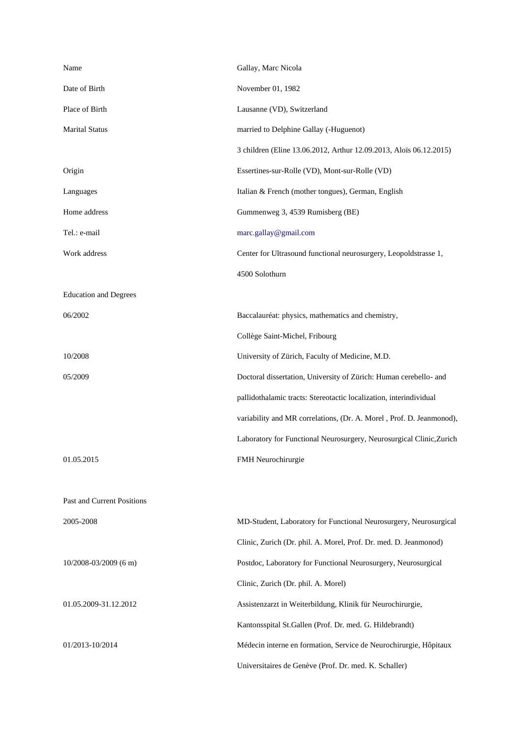| | |
|---|---|
| Name | Gallay, Marc Nicola |
| Date of Birth | November 01, 1982 |
| Place of Birth | Lausanne (VD), Switzerland |
| Marital Status | married to Delphine Gallay (-Huguenot) |
| | 3 children (Eline 13.06.2012, Arthur 12.09.2013, Aloïs 06.12.2015) |
| Origin | Essertines-sur-Rolle (VD), Mont-sur-Rolle (VD) |
| Languages | Italian & French (mother tongues), German, English |
| Home address | Gummenweg 3, 4539 Rumisberg (BE) |
| Tel.: e-mail | marc.gallay@gmail.com |
| Work address | Center for Ultrasound functional neurosurgery, Leopoldstrasse 1, 4500 Solothurn |

## Education and Degrees

| | |
|---|---|
| 06/2002 | Baccalauréat: physics, mathematics and chemistry, Collège Saint-Michel, Fribourg |
| 10/2008 | University of Zürich, Faculty of Medicine, M.D. |
| 05/2009 | Doctoral dissertation, University of Zürich: Human cerebello- and pallidothalamic tracts: Stereotactic localization, interindividual variability and MR correlations, (Dr. A. Morel , Prof. D. Jeanmonod), Laboratory for Functional Neurosurgery, Neurosurgical Clinic,Zurich |
| 01.05.2015 | FMH Neurochirurgie |

## Past and Current Positions

| | |
|---|---|
| 2005-2008 | MD-Student, Laboratory for Functional Neurosurgery, Neurosurgical Clinic, Zurich (Dr. phil. A. Morel, Prof. Dr. med. D. Jeanmonod) |
| 10/2008-03/2009 (6 m) | Postdoc, Laboratory for Functional Neurosurgery, Neurosurgical Clinic, Zurich (Dr. phil. A. Morel) |
| 01.05.2009-31.12.2012 | Assistenzarzt in Weiterbildung, Klinik für Neurochirurgie, Kantonsspital St.Gallen (Prof. Dr. med. G. Hildebrandt) |
| 01/2013-10/2014 | Médecin interne en formation, Service de Neurochirurgie, Hôpitaux Universitaires de Genève (Prof. Dr. med. K. Schaller) |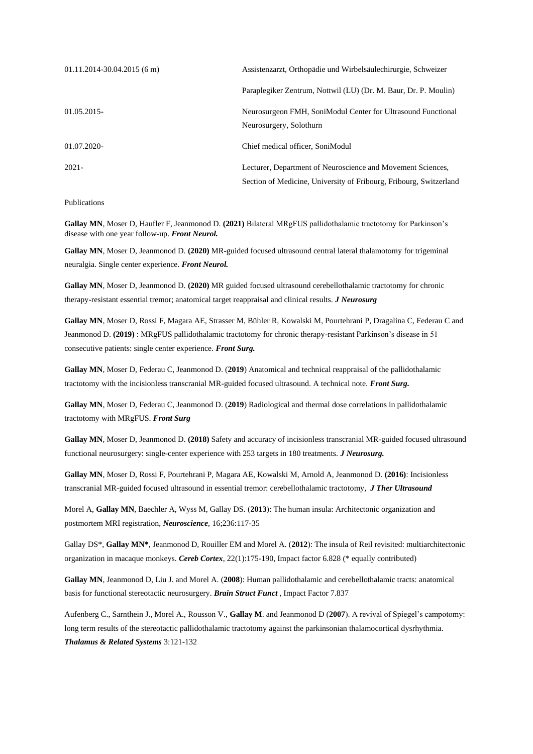| | |
|---|---|
| 01.11.2014-30.04.2015 (6 m) | Assistenzarzt, Orthopädie und Wirbelsäulechirurgie, Schweizer Paraplegiker Zentrum, Nottwil (LU) (Dr. M. Baur, Dr. P. Moulin) |
| 01.05.2015- | Neurosurgeon FMH, SoniModul Center for Ultrasound Functional Neurosurgery, Solothurn |
| 01.07.2020- | Chief medical officer, SoniModul |
| 2021- | Lecturer, Department of Neuroscience and Movement Sciences, Section of Medicine, University of Fribourg, Fribourg, Switzerland |

Publications

**Gallay MN**, Moser D, Haufler F, Jeanmonod D. **(2021)** Bilateral MRgFUS pallidothalamic tractotomy for Parkinson's disease with one year follow-up. ***Front Neurol.***

**Gallay MN**, Moser D, Jeanmonod D. **(2020)** MR-guided focused ultrasound central lateral thalamotomy for trigeminal neuralgia. Single center experience. ***Front Neurol.***

**Gallay MN**, Moser D, Jeanmonod D. **(2020)** MR guided focused ultrasound cerebellothalamic tractotomy for chronic therapy-resistant essential tremor; anatomical target reappraisal and clinical results. ***J Neurosurg***

**Gallay MN**, Moser D, Rossi F, Magara AE, Strasser M, Bühler R, Kowalski M, Pourtehrani P, Dragalina C, Federau C and Jeanmonod D. **(2019)** : MRgFUS pallidothalamic tractotomy for chronic therapy-resistant Parkinson's disease in 51 consecutive patients: single center experience. ***Front Surg.***

**Gallay MN**, Moser D, Federau C, Jeanmonod D. (**2019**) Anatomical and technical reappraisal of the pallidothalamic tractotomy with the incisionless transcranial MR-guided focused ultrasound. A technical note. ***Front Surg.***

**Gallay MN**, Moser D, Federau C, Jeanmonod D. (**2019**) Radiological and thermal dose correlations in pallidothalamic tractotomy with MRgFUS. ***Front Surg***

**Gallay MN**, Moser D, Jeanmonod D. **(2018)** Safety and accuracy of incisionless transcranial MR-guided focused ultrasound functional neurosurgery: single-center experience with 253 targets in 180 treatments. ***J Neurosurg.***

**Gallay MN**, Moser D, Rossi F, Pourtehrani P, Magara AE, Kowalski M, Arnold A, Jeanmonod D. **(2016)**: Incisionless transcranial MR-guided focused ultrasound in essential tremor: cerebellothalamic tractotomy, ***J Ther Ultrasound***

Morel A, **Gallay MN**, Baechler A, Wyss M, Gallay DS. (**2013**): The human insula: Architectonic organization and postmortem MRI registration, ***Neuroscience***, 16;236:117-35

Gallay DS*, **Gallay MN***, Jeanmonod D, Rouiller EM and Morel A. (**2012**): The insula of Reil revisited: multiarchitectonic organization in macaque monkeys. ***Cereb Cortex***, 22(1):175-190, Impact factor 6.828 (* equally contributed)

**Gallay MN**, Jeanmonod D, Liu J. and Morel A. (**2008**): Human pallidothalamic and cerebellothalamic tracts: anatomical basis for functional stereotactic neurosurgery. ***Brain Struct Funct*** , Impact Factor 7.837

Aufenberg C., Sarnthein J., Morel A., Rousson V., **Gallay M**. and Jeanmonod D (**2007**). A revival of Spiegel's campotomy: long term results of the stereotactic pallidothalamic tractotomy against the parkinsonian thalamocortical dysrhythmia. ***Thalamus & Related Systems*** 3:121-132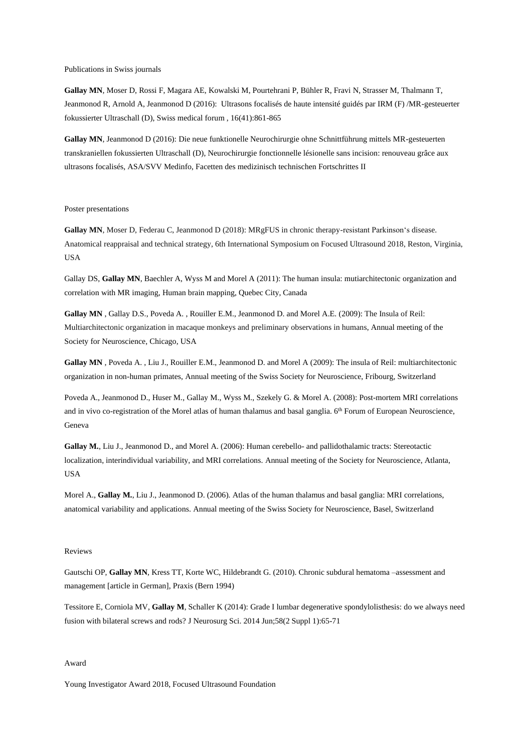Publications in Swiss journals

**Gallay MN**, Moser D, Rossi F, Magara AE, Kowalski M, Pourtehrani P, Bühler R, Fravi N, Strasser M, Thalmann T, Jeanmonod R, Arnold A, Jeanmonod D (2016): Ultrasons focalisés de haute intensité guidés par IRM (F) /MR-gesteuerter fokussierter Ultraschall (D), Swiss medical forum , 16(41):861-865

**Gallay MN**, Jeanmonod D (2016): Die neue funktionelle Neurochirurgie ohne Schnittführung mittels MR-gesteuerten transkraniellen fokussierten Ultraschall (D), Neurochirurgie fonctionnelle lésionelle sans incision: renouveau grâce aux ultrasons focalisés, ASA/SVV Medinfo, Facetten des medizinisch technischen Fortschrittes II

Poster presentations

**Gallay MN**, Moser D, Federau C, Jeanmonod D (2018): MRgFUS in chronic therapy-resistant Parkinson's disease. Anatomical reappraisal and technical strategy, 6th International Symposium on Focused Ultrasound 2018, Reston, Virginia, USA

Gallay DS, **Gallay MN**, Baechler A, Wyss M and Morel A (2011): The human insula: mutiarchitectonic organization and correlation with MR imaging, Human brain mapping, Quebec City, Canada

**Gallay MN** , Gallay D.S., Poveda A. , Rouiller E.M., Jeanmonod D. and Morel A.E. (2009): The Insula of Reil: Multiarchitectonic organization in macaque monkeys and preliminary observations in humans, Annual meeting of the Society for Neuroscience, Chicago, USA

**Gallay MN** , Poveda A. , Liu J., Rouiller E.M., Jeanmonod D. and Morel A (2009): The insula of Reil: multiarchitectonic organization in non-human primates, Annual meeting of the Swiss Society for Neuroscience, Fribourg, Switzerland

Poveda A., Jeanmonod D., Huser M., Gallay M., Wyss M., Szekely G. & Morel A. (2008): Post-mortem MRI correlations and in vivo co-registration of the Morel atlas of human thalamus and basal ganglia. 6th Forum of European Neuroscience, Geneva

**Gallay M.**, Liu J., Jeanmonod D., and Morel A. (2006): Human cerebello- and pallidothalamic tracts: Stereotactic localization, interindividual variability, and MRI correlations. Annual meeting of the Society for Neuroscience, Atlanta, USA

Morel A., **Gallay M.**, Liu J., Jeanmonod D. (2006). Atlas of the human thalamus and basal ganglia: MRI correlations, anatomical variability and applications. Annual meeting of the Swiss Society for Neuroscience, Basel, Switzerland

Reviews

Gautschi OP, **Gallay MN**, Kress TT, Korte WC, Hildebrandt G. (2010). Chronic subdural hematoma –assessment and management [article in German], Praxis (Bern 1994)

Tessitore E, Corniola MV, **Gallay M**, Schaller K (2014): Grade I lumbar degenerative spondylolisthesis: do we always need fusion with bilateral screws and rods? J Neurosurg Sci. 2014 Jun;58(2 Suppl 1):65-71

Award

Young Investigator Award 2018, Focused Ultrasound Foundation